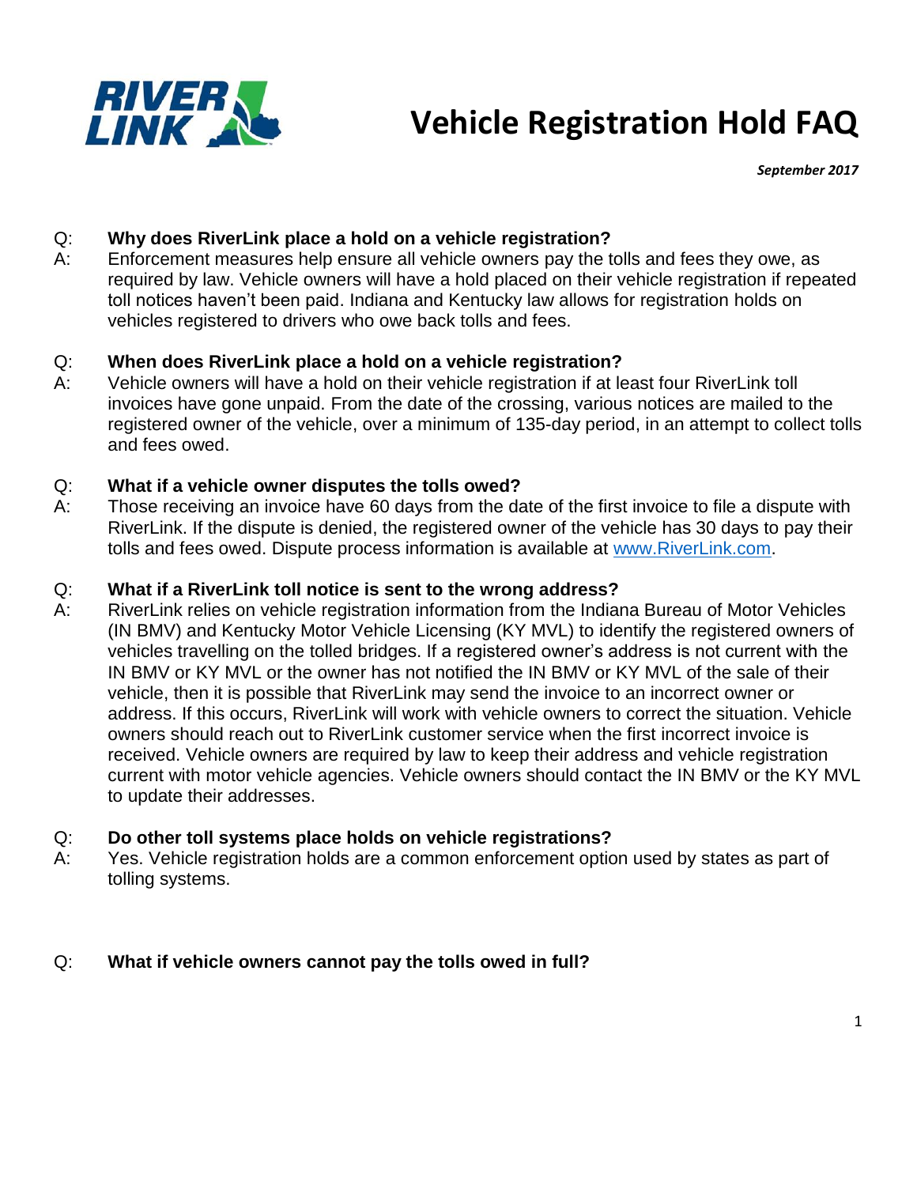# Vehicle Registration Hold FAQ

***September 2017***

Q: **Why does RiverLink place a hold on a vehicle registration?**

A: Enforcement measures help ensure all vehicle owners pay the tolls and fees they owe, as required by law. Vehicle owners will have a hold placed on their vehicle registration if repeated toll notices haven't been paid. Indiana and Kentucky law allows for registration holds on vehicles registered to drivers who owe back tolls and fees.

Q: **When does RiverLink place a hold on a vehicle registration?**

A: Vehicle owners will have a hold on their vehicle registration if at least four RiverLink toll invoices have gone unpaid. From the date of the crossing, various notices are mailed to the registered owner of the vehicle, over a minimum of 135-day period, in an attempt to collect tolls and fees owed.

Q: **What if a vehicle owner disputes the tolls owed?**

A: Those receiving an invoice have 60 days from the date of the first invoice to file a dispute with RiverLink. If the dispute is denied, the registered owner of the vehicle has 30 days to pay their tolls and fees owed. Dispute process information is available at [www.RiverLink.com](http://www.RiverLink.com).

Q: **What if a RiverLink toll notice is sent to the wrong address?**

A: RiverLink relies on vehicle registration information from the Indiana Bureau of Motor Vehicles (IN BMV) and Kentucky Motor Vehicle Licensing (KY MVL) to identify the registered owners of vehicles travelling on the tolled bridges. If a registered owner's address is not current with the IN BMV or KY MVL or the owner has not notified the IN BMV or KY MVL of the sale of their vehicle, then it is possible that RiverLink may send the invoice to an incorrect owner or address. If this occurs, RiverLink will work with vehicle owners to correct the situation. Vehicle owners should reach out to RiverLink customer service when the first incorrect invoice is received. Vehicle owners are required by law to keep their address and vehicle registration current with motor vehicle agencies. Vehicle owners should contact the IN BMV or the KY MVL to update their addresses.

Q: **Do other toll systems place holds on vehicle registrations?**

A: Yes. Vehicle registration holds are a common enforcement option used by states as part of tolling systems.

Q: **What if vehicle owners cannot pay the tolls owed in full?**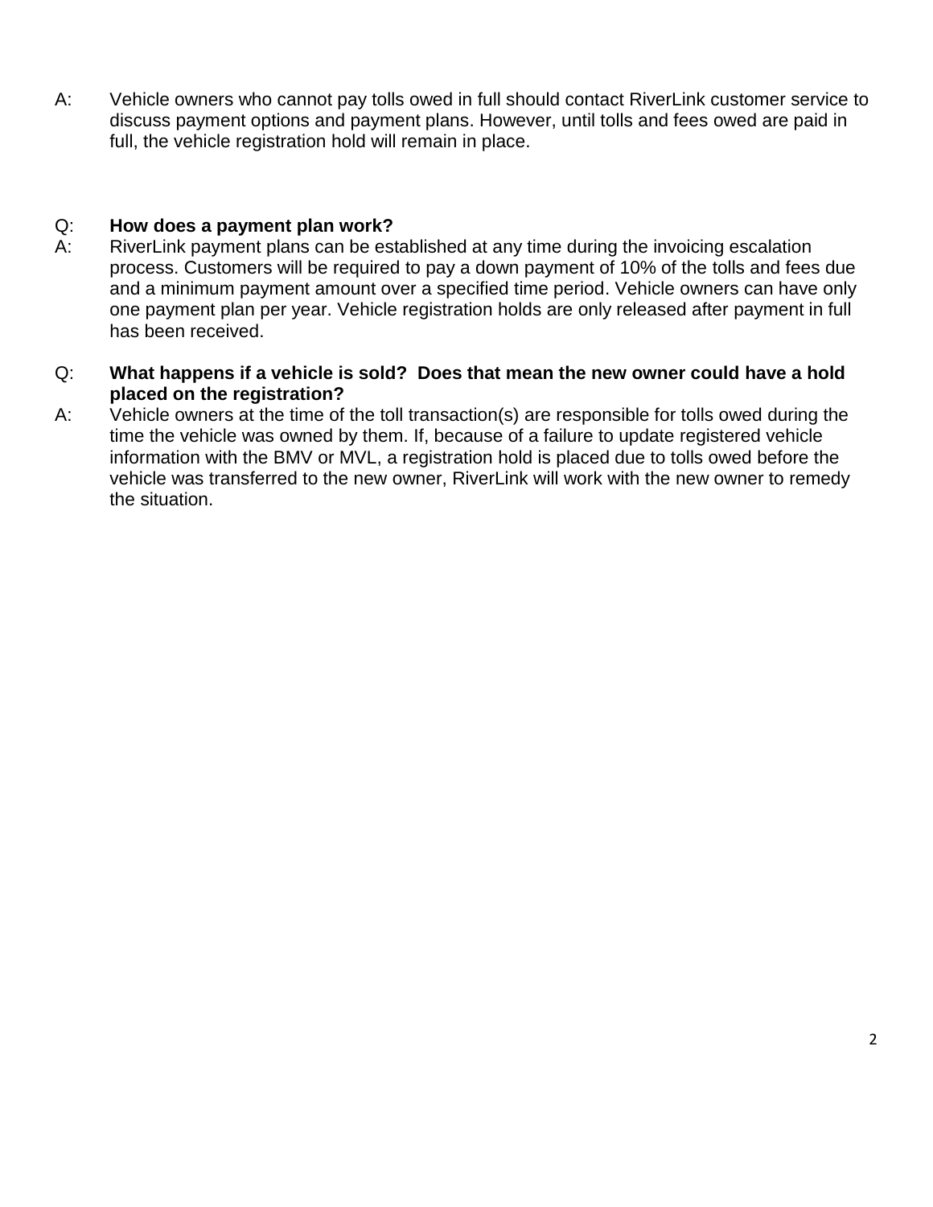A: Vehicle owners who cannot pay tolls owed in full should contact RiverLink customer service to discuss payment options and payment plans. However, until tolls and fees owed are paid in full, the vehicle registration hold will remain in place.

Q: **How does a payment plan work?**

A: RiverLink payment plans can be established at any time during the invoicing escalation process. Customers will be required to pay a down payment of 10% of the tolls and fees due and a minimum payment amount over a specified time period. Vehicle owners can have only one payment plan per year. Vehicle registration holds are only released after payment in full has been received.

Q: **What happens if a vehicle is sold? Does that mean the new owner could have a hold placed on the registration?**

A: Vehicle owners at the time of the toll transaction(s) are responsible for tolls owed during the time the vehicle was owned by them. If, because of a failure to update registered vehicle information with the BMV or MVL, a registration hold is placed due to tolls owed before the vehicle was transferred to the new owner, RiverLink will work with the new owner to remedy the situation.